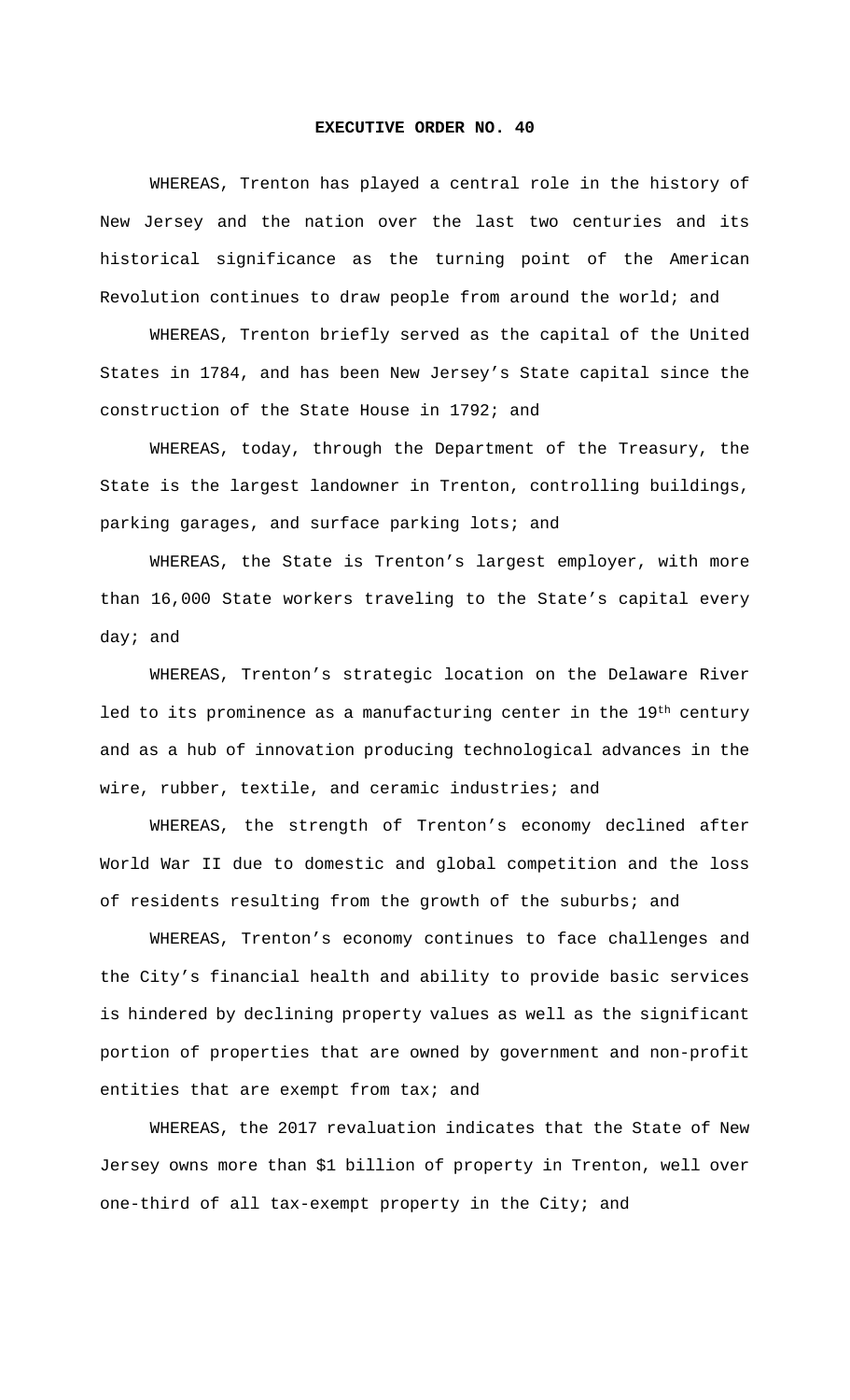**EXECUTIVE ORDER NO. 40**

WHEREAS, Trenton has played a central role in the history of New Jersey and the nation over the last two centuries and its historical significance as the turning point of the American Revolution continues to draw people from around the world; and

WHEREAS, Trenton briefly served as the capital of the United States in 1784, and has been New Jersey's State capital since the construction of the State House in 1792; and

WHEREAS, today, through the Department of the Treasury, the State is the largest landowner in Trenton, controlling buildings, parking garages, and surface parking lots; and

WHEREAS, the State is Trenton's largest employer, with more than 16,000 State workers traveling to the State's capital every day; and

WHEREAS, Trenton's strategic location on the Delaware River led to its prominence as a manufacturing center in the 19th century and as a hub of innovation producing technological advances in the wire, rubber, textile, and ceramic industries; and

WHEREAS, the strength of Trenton's economy declined after World War II due to domestic and global competition and the loss of residents resulting from the growth of the suburbs; and

WHEREAS, Trenton's economy continues to face challenges and the City's financial health and ability to provide basic services is hindered by declining property values as well as the significant portion of properties that are owned by government and non-profit entities that are exempt from tax; and

WHEREAS, the 2017 revaluation indicates that the State of New Jersey owns more than $1 billion of property in Trenton, well over one-third of all tax-exempt property in the City; and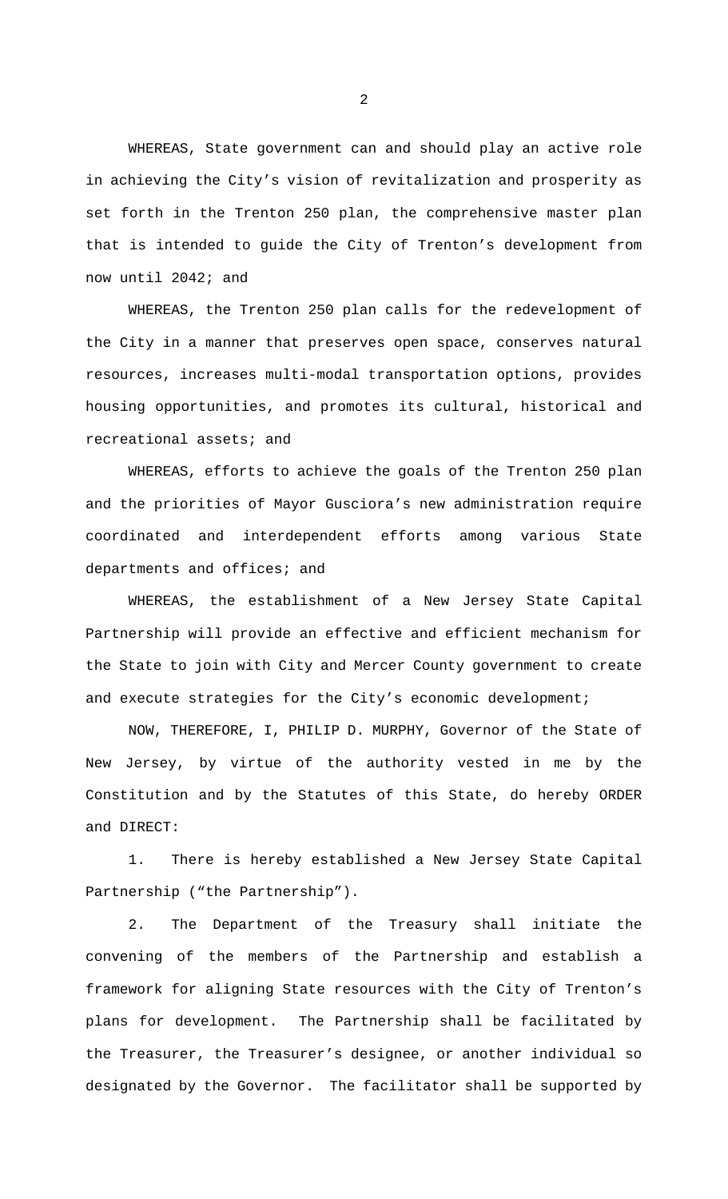WHEREAS, State government can and should play an active role in achieving the City's vision of revitalization and prosperity as set forth in the Trenton 250 plan, the comprehensive master plan that is intended to guide the City of Trenton's development from now until 2042; and

WHEREAS, the Trenton 250 plan calls for the redevelopment of the City in a manner that preserves open space, conserves natural resources, increases multi-modal transportation options, provides housing opportunities, and promotes its cultural, historical and recreational assets; and

WHEREAS, efforts to achieve the goals of the Trenton 250 plan and the priorities of Mayor Gusciora's new administration require coordinated and interdependent efforts among various State departments and offices; and

WHEREAS, the establishment of a New Jersey State Capital Partnership will provide an effective and efficient mechanism for the State to join with City and Mercer County government to create and execute strategies for the City's economic development;

NOW, THEREFORE, I, PHILIP D. MURPHY, Governor of the State of New Jersey, by virtue of the authority vested in me by the Constitution and by the Statutes of this State, do hereby ORDER and DIRECT:

1. There is hereby established a New Jersey State Capital Partnership ("the Partnership").

2. The Department of the Treasury shall initiate the convening of the members of the Partnership and establish a framework for aligning State resources with the City of Trenton's plans for development. The Partnership shall be facilitated by the Treasurer, the Treasurer's designee, or another individual so designated by the Governor. The facilitator shall be supported by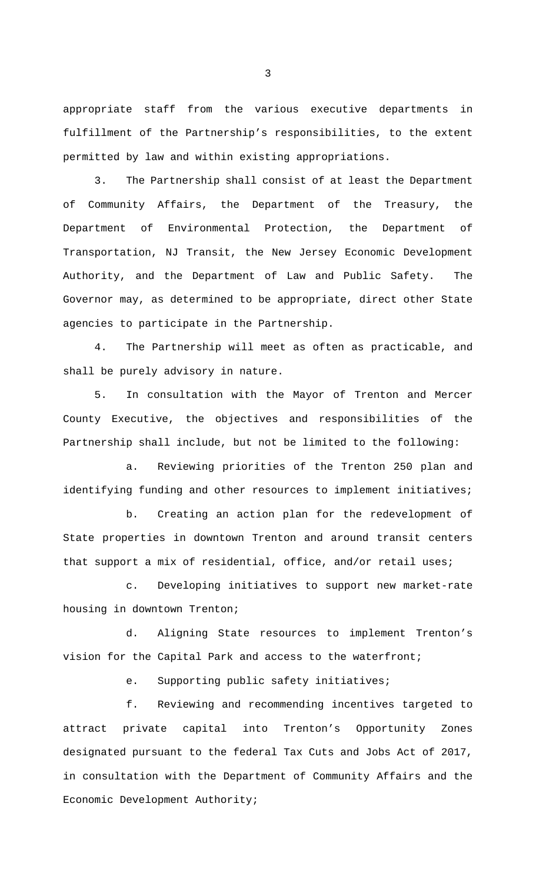appropriate staff from the various executive departments in fulfillment of the Partnership's responsibilities, to the extent permitted by law and within existing appropriations.

3. The Partnership shall consist of at least the Department of Community Affairs, the Department of the Treasury, the Department of Environmental Protection, the Department of Transportation, NJ Transit, the New Jersey Economic Development Authority, and the Department of Law and Public Safety. The Governor may, as determined to be appropriate, direct other State agencies to participate in the Partnership.

4. The Partnership will meet as often as practicable, and shall be purely advisory in nature.

5. In consultation with the Mayor of Trenton and Mercer County Executive, the objectives and responsibilities of the Partnership shall include, but not be limited to the following:

a. Reviewing priorities of the Trenton 250 plan and identifying funding and other resources to implement initiatives;

b. Creating an action plan for the redevelopment of State properties in downtown Trenton and around transit centers that support a mix of residential, office, and/or retail uses;

c. Developing initiatives to support new market-rate housing in downtown Trenton;

d. Aligning State resources to implement Trenton's vision for the Capital Park and access to the waterfront;

e. Supporting public safety initiatives;

f. Reviewing and recommending incentives targeted to attract private capital into Trenton's Opportunity Zones designated pursuant to the federal Tax Cuts and Jobs Act of 2017, in consultation with the Department of Community Affairs and the Economic Development Authority;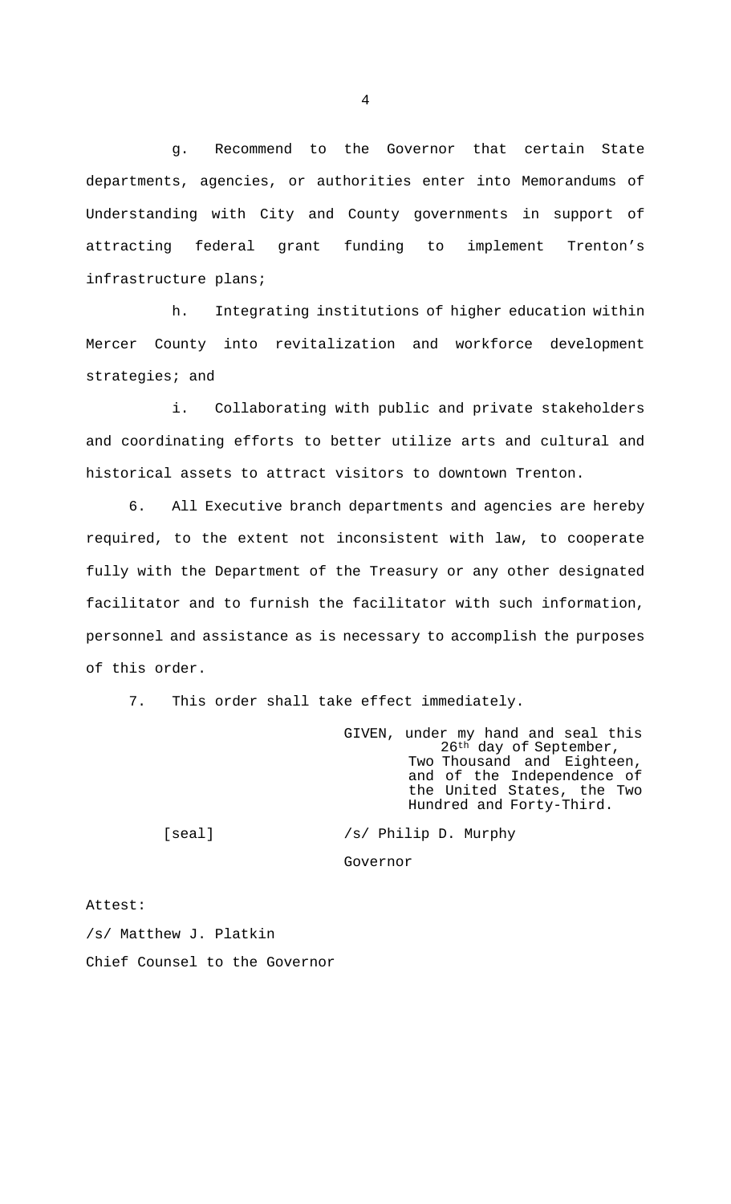g. Recommend to the Governor that certain State departments, agencies, or authorities enter into Memorandums of Understanding with City and County governments in support of attracting federal grant funding to implement Trenton's infrastructure plans;

h. Integrating institutions of higher education within Mercer County into revitalization and workforce development strategies; and

i. Collaborating with public and private stakeholders and coordinating efforts to better utilize arts and cultural and historical assets to attract visitors to downtown Trenton.

6. All Executive branch departments and agencies are hereby required, to the extent not inconsistent with law, to cooperate fully with the Department of the Treasury or any other designated facilitator and to furnish the facilitator with such information, personnel and assistance as is necessary to accomplish the purposes of this order.

7. This order shall take effect immediately.

GIVEN, under my hand and seal this 26th day of September, Two Thousand and Eighteen, and of the Independence of the United States, the Two Hundred and Forty-Third.

[seal]

/s/ Philip D. Murphy

Governor

Attest:

/s/ Matthew J. Platkin

Chief Counsel to the Governor